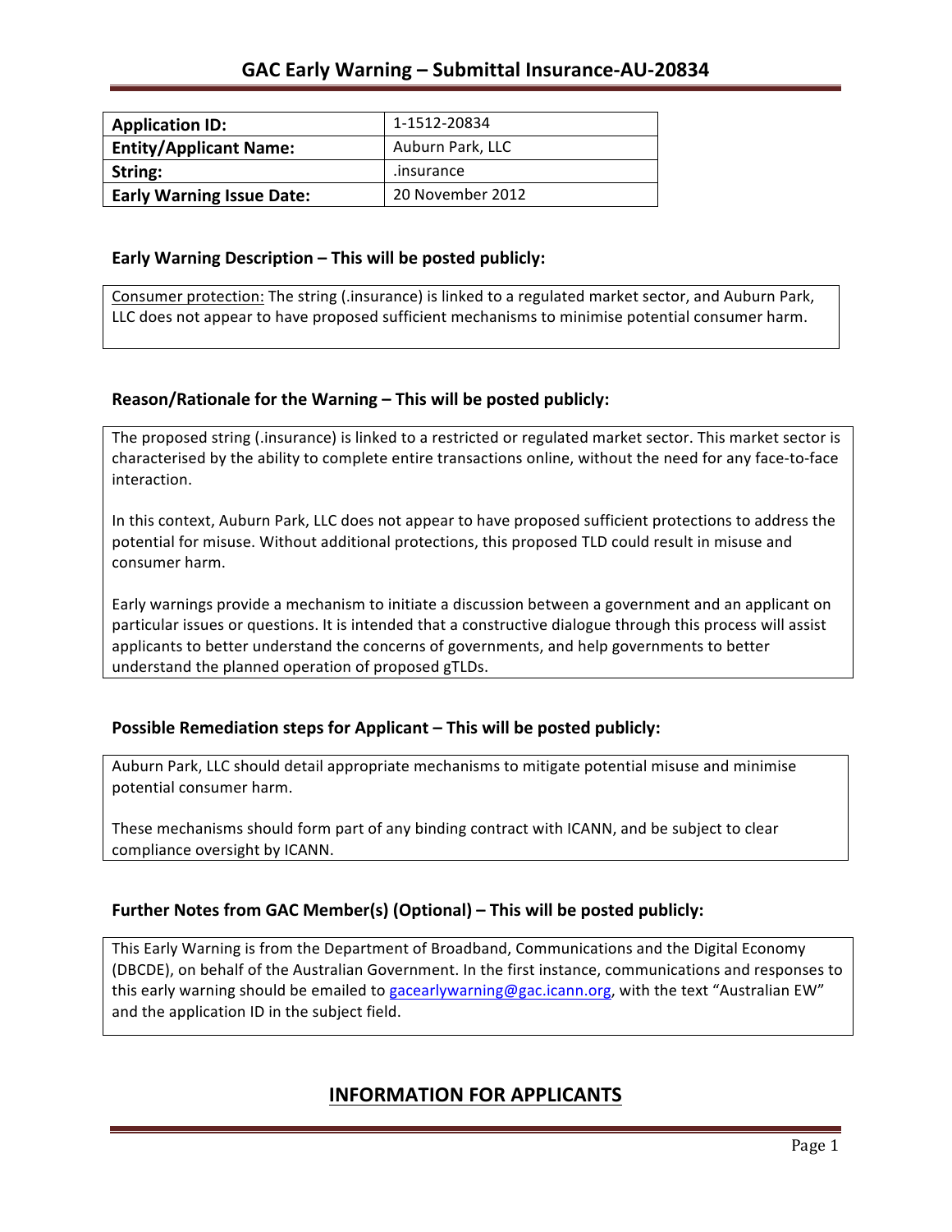# GAC Early Warning – Submittal Insurance-AU-20834

| **Application ID:** | 1-1512-20834 |
| --- | --- |
| **Entity/Applicant Name:** | Auburn Park, LLC |
| **String:** | .insurance |
| **Early Warning Issue Date:** | 20 November 2012 |

### Early Warning Description – This will be posted publicly:

Consumer protection: The string (.insurance) is linked to a regulated market sector, and Auburn Park, LLC does not appear to have proposed sufficient mechanisms to minimise potential consumer harm.

### Reason/Rationale for the Warning – This will be posted publicly:

The proposed string (.insurance) is linked to a restricted or regulated market sector. This market sector is characterised by the ability to complete entire transactions online, without the need for any face-to-face interaction.

In this context, Auburn Park, LLC does not appear to have proposed sufficient protections to address the potential for misuse. Without additional protections, this proposed TLD could result in misuse and consumer harm.

Early warnings provide a mechanism to initiate a discussion between a government and an applicant on particular issues or questions. It is intended that a constructive dialogue through this process will assist applicants to better understand the concerns of governments, and help governments to better understand the planned operation of proposed gTLDs.

### Possible Remediation steps for Applicant – This will be posted publicly:

Auburn Park, LLC should detail appropriate mechanisms to mitigate potential misuse and minimise potential consumer harm.

These mechanisms should form part of any binding contract with ICANN, and be subject to clear compliance oversight by ICANN.

### Further Notes from GAC Member(s) (Optional) – This will be posted publicly:

This Early Warning is from the Department of Broadband, Communications and the Digital Economy (DBCDE), on behalf of the Australian Government. In the first instance, communications and responses to this early warning should be emailed to gacearlywarning@gac.icann.org, with the text "Australian EW" and the application ID in the subject field.

## INFORMATION FOR APPLICANTS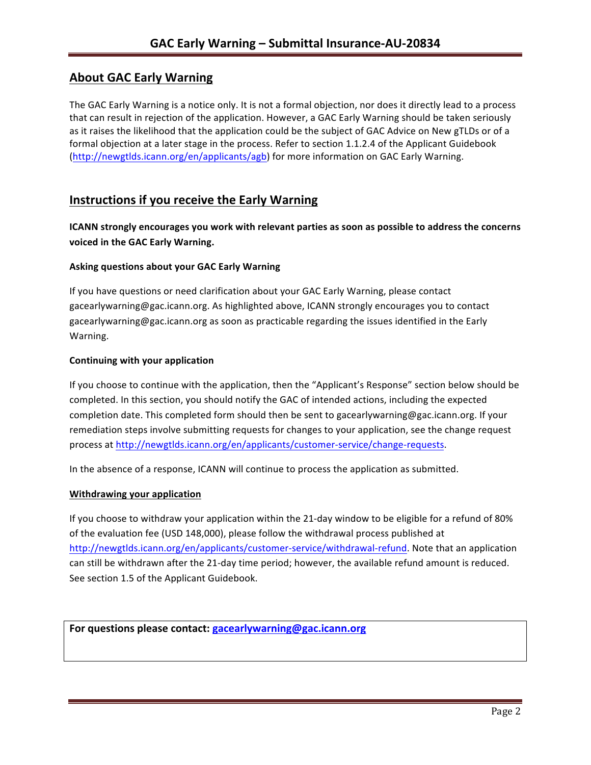## About GAC Early Warning

The GAC Early Warning is a notice only. It is not a formal objection, nor does it directly lead to a process that can result in rejection of the application. However, a GAC Early Warning should be taken seriously as it raises the likelihood that the application could be the subject of GAC Advice on New gTLDs or of a formal objection at a later stage in the process. Refer to section 1.1.2.4 of the Applicant Guidebook (http://newgtlds.icann.org/en/applicants/agb) for more information on GAC Early Warning.

## Instructions if you receive the Early Warning

**ICANN strongly encourages you work with relevant parties as soon as possible to address the concerns voiced in the GAC Early Warning.**

#### Asking questions about your GAC Early Warning

If you have questions or need clarification about your GAC Early Warning, please contact gacearlywarning@gac.icann.org. As highlighted above, ICANN strongly encourages you to contact gacearlywarning@gac.icann.org as soon as practicable regarding the issues identified in the Early Warning.

#### Continuing with your application

If you choose to continue with the application, then the "Applicant's Response" section below should be completed. In this section, you should notify the GAC of intended actions, including the expected completion date. This completed form should then be sent to gacearlywarning@gac.icann.org. If your remediation steps involve submitting requests for changes to your application, see the change request process at http://newgtlds.icann.org/en/applicants/customer-service/change-requests.

In the absence of a response, ICANN will continue to process the application as submitted.

#### Withdrawing your application

If you choose to withdraw your application within the 21-day window to be eligible for a refund of 80% of the evaluation fee (USD 148,000), please follow the withdrawal process published at http://newgtlds.icann.org/en/applicants/customer-service/withdrawal-refund. Note that an application can still be withdrawn after the 21-day time period; however, the available refund amount is reduced. See section 1.5 of the Applicant Guidebook.

**For questions please contact: gacearlywarning@gac.icann.org**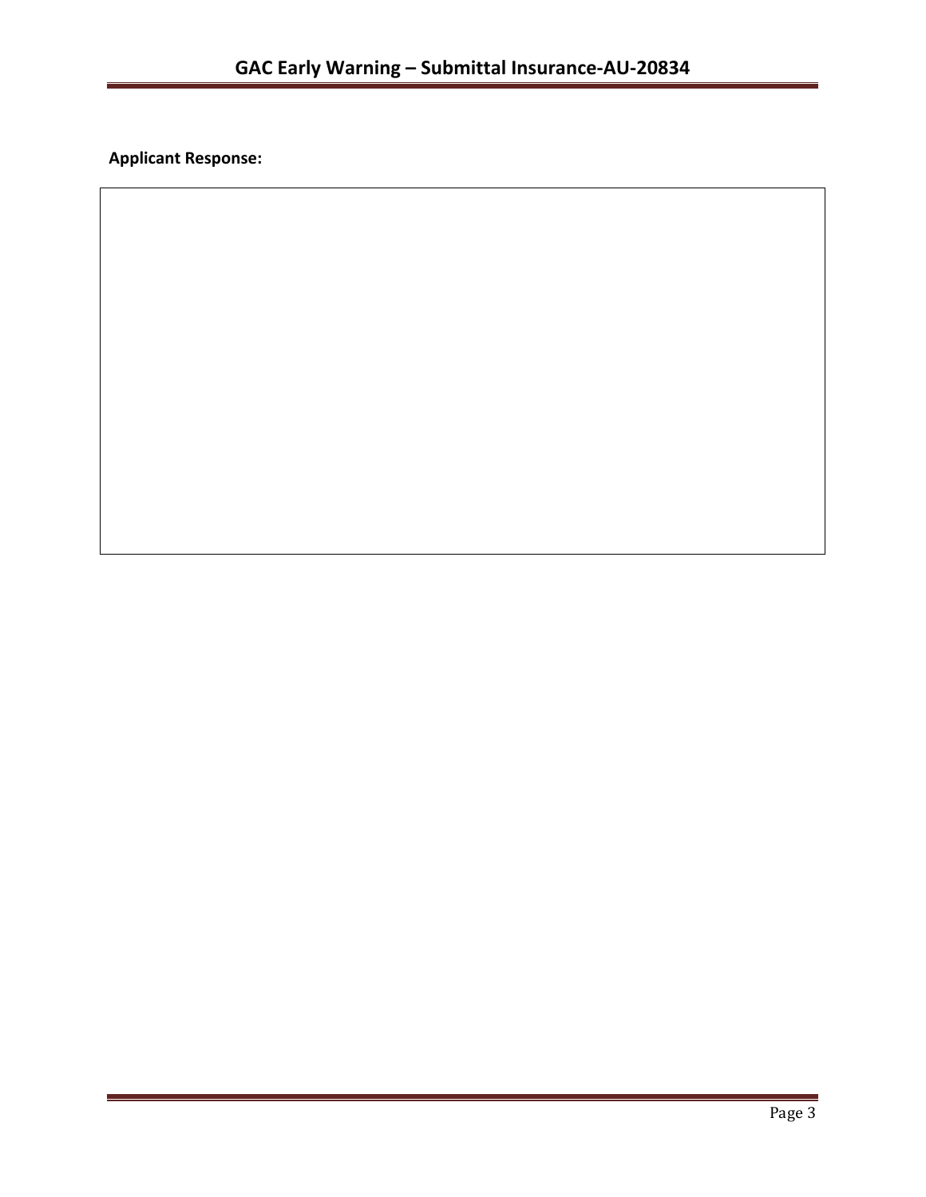**Applicant Response:**